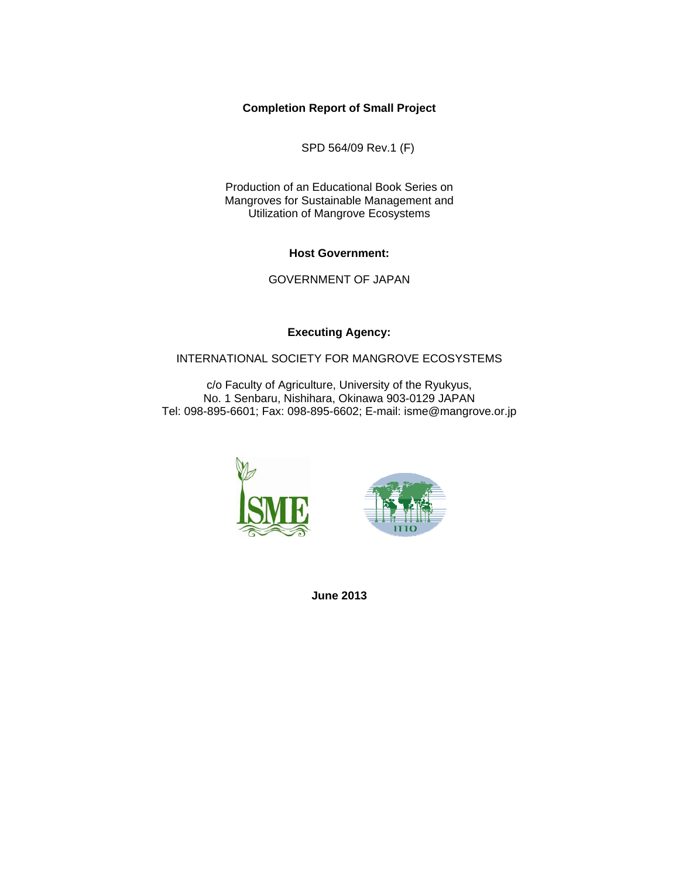**Completion Report of Small Project**

SPD 564/09 Rev.1 (F)

Production of an Educational Book Series on Mangroves for Sustainable Management and Utilization of Mangrove Ecosystems

**Host Government:**

GOVERNMENT OF JAPAN

**Executing Agency:**

INTERNATIONAL SOCIETY FOR MANGROVE ECOSYSTEMS

c/o Faculty of Agriculture, University of the Ryukyus,
No. 1 Senbaru, Nishihara, Okinawa 903-0129 JAPAN
Tel: 098-895-6601; Fax: 098-895-6602; E-mail: isme@mangrove.or.jp

**June 2013**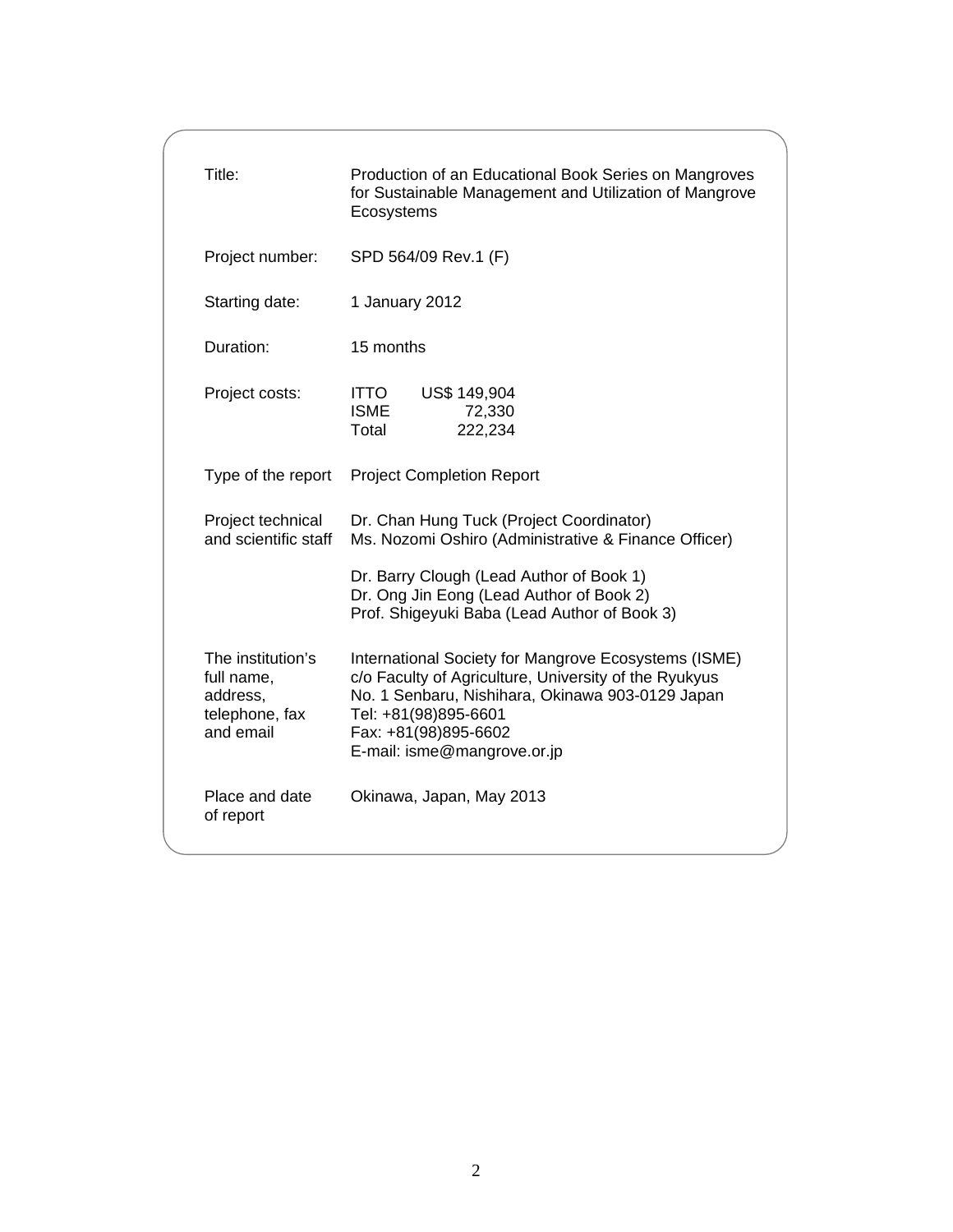| | |
|---|---|
| Title: | Production of an Educational Book Series on Mangroves for Sustainable Management and Utilization of Mangrove Ecosystems |
| Project number: | SPD 564/09 Rev.1 (F) |
| Starting date: | 1 January 2012 |
| Duration: | 15 months |
| Project costs: | ITTO US$ 149,904<br>ISME 72,330<br>Total 222,234 |
| Type of the report | Project Completion Report |
| Project technical and scientific staff | Dr. Chan Hung Tuck (Project Coordinator)<br>Ms. Nozomi Oshiro (Administrative & Finance Officer)<br><br>Dr. Barry Clough (Lead Author of Book 1)<br>Dr. Ong Jin Eong (Lead Author of Book 2)<br>Prof. Shigeyuki Baba (Lead Author of Book 3) |
| The institution's full name, address, telephone, fax and email | International Society for Mangrove Ecosystems (ISME)<br>c/o Faculty of Agriculture, University of the Ryukyus<br>No. 1 Senbaru, Nishihara, Okinawa 903-0129 Japan<br>Tel: +81(98)895-6601<br>Fax: +81(98)895-6602<br>E-mail: isme@mangrove.or.jp |
| Place and date of report | Okinawa, Japan, May 2013 |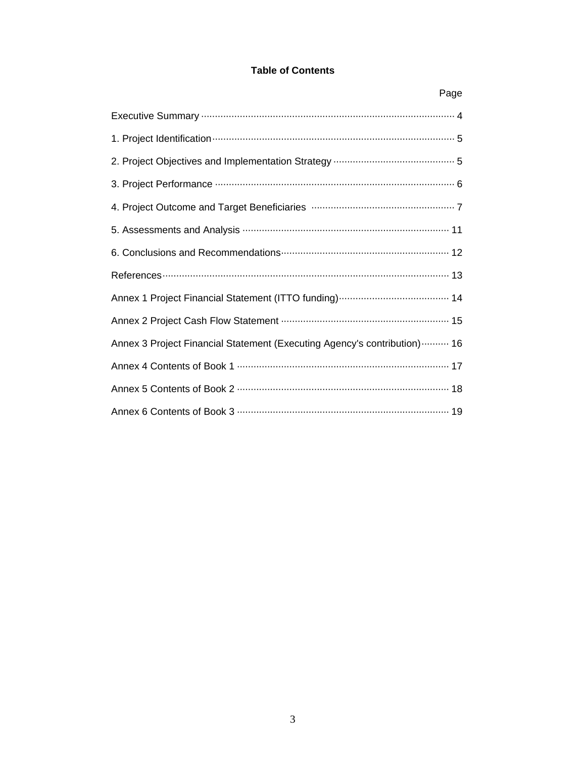## Table of Contents

| | Page |
|---|---|
| Executive Summary | 4 |
| 1. Project Identification | 5 |
| 2. Project Objectives and Implementation Strategy | 5 |
| 3. Project Performance | 6 |
| 4. Project Outcome and Target Beneficiaries | 7 |
| 5. Assessments and Analysis | 11 |
| 6. Conclusions and Recommendations | 12 |
| References | 13 |
| Annex 1 Project Financial Statement (ITTO funding) | 14 |
| Annex 2 Project Cash Flow Statement | 15 |
| Annex 3 Project Financial Statement (Executing Agency's contribution) | 16 |
| Annex 4 Contents of Book 1 | 17 |
| Annex 5 Contents of Book 2 | 18 |
| Annex 6 Contents of Book 3 | 19 |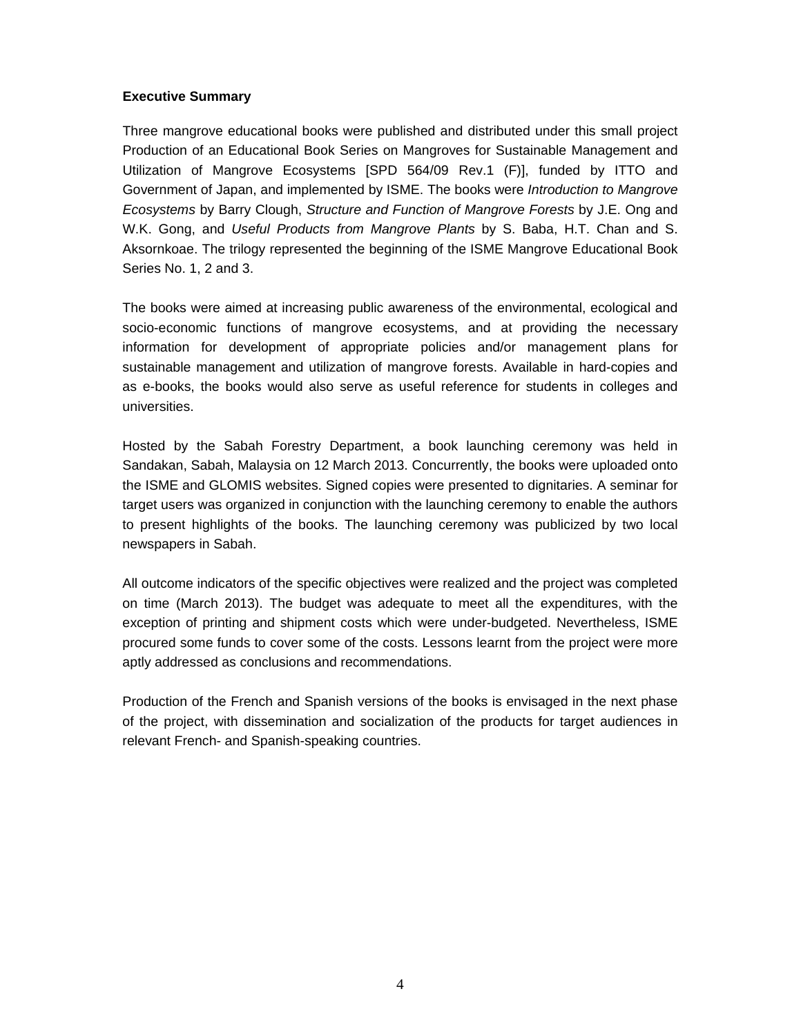**Executive Summary**

Three mangrove educational books were published and distributed under this small project Production of an Educational Book Series on Mangroves for Sustainable Management and Utilization of Mangrove Ecosystems [SPD 564/09 Rev.1 (F)], funded by ITTO and Government of Japan, and implemented by ISME. The books were *Introduction to Mangrove Ecosystems* by Barry Clough, *Structure and Function of Mangrove Forests* by J.E. Ong and W.K. Gong, and *Useful Products from Mangrove Plants* by S. Baba, H.T. Chan and S. Aksornkoae. The trilogy represented the beginning of the ISME Mangrove Educational Book Series No. 1, 2 and 3.

The books were aimed at increasing public awareness of the environmental, ecological and socio-economic functions of mangrove ecosystems, and at providing the necessary information for development of appropriate policies and/or management plans for sustainable management and utilization of mangrove forests. Available in hard-copies and as e-books, the books would also serve as useful reference for students in colleges and universities.

Hosted by the Sabah Forestry Department, a book launching ceremony was held in Sandakan, Sabah, Malaysia on 12 March 2013. Concurrently, the books were uploaded onto the ISME and GLOMIS websites. Signed copies were presented to dignitaries. A seminar for target users was organized in conjunction with the launching ceremony to enable the authors to present highlights of the books. The launching ceremony was publicized by two local newspapers in Sabah.

All outcome indicators of the specific objectives were realized and the project was completed on time (March 2013). The budget was adequate to meet all the expenditures, with the exception of printing and shipment costs which were under-budgeted. Nevertheless, ISME procured some funds to cover some of the costs. Lessons learnt from the project were more aptly addressed as conclusions and recommendations.

Production of the French and Spanish versions of the books is envisaged in the next phase of the project, with dissemination and socialization of the products for target audiences in relevant French- and Spanish-speaking countries.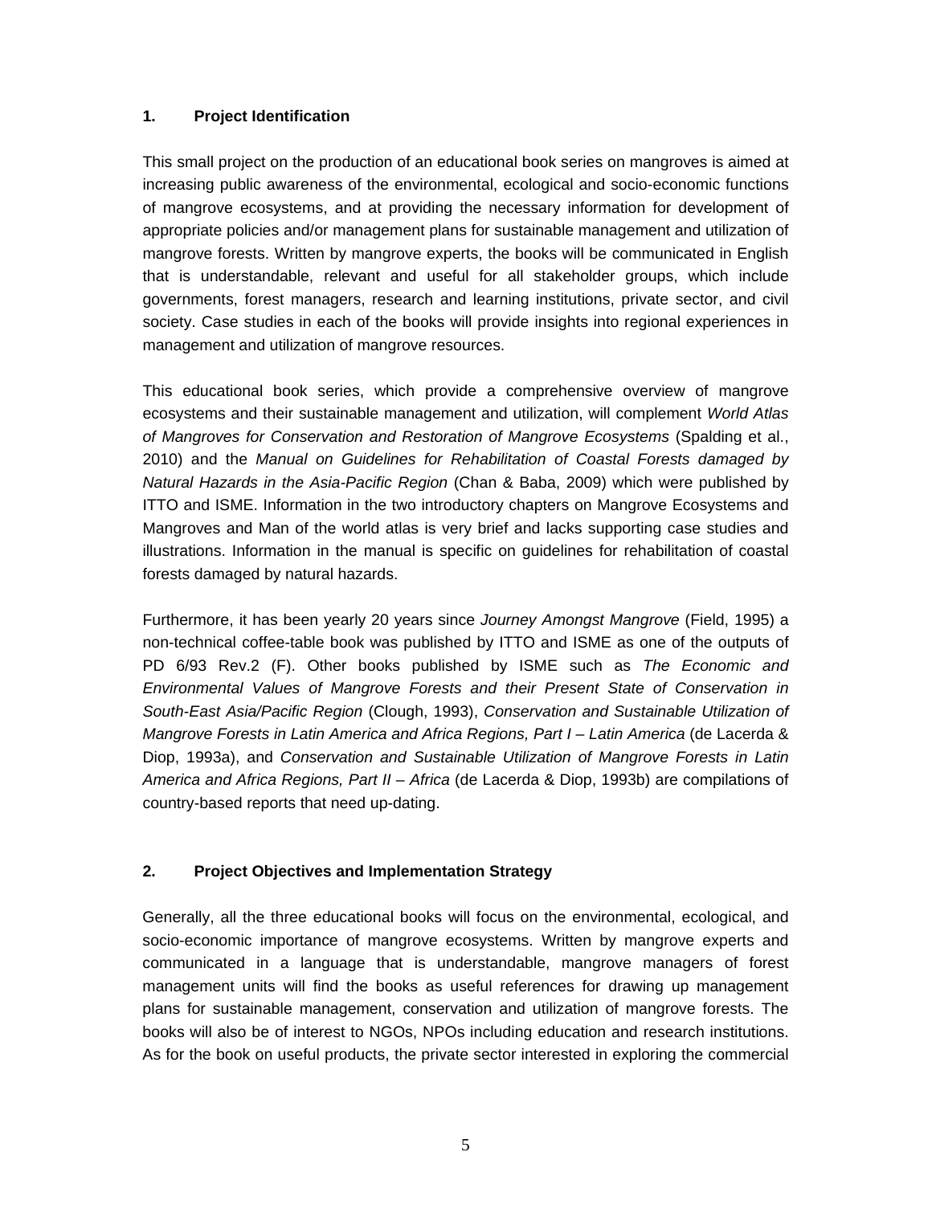## 1. Project Identification

This small project on the production of an educational book series on mangroves is aimed at increasing public awareness of the environmental, ecological and socio-economic functions of mangrove ecosystems, and at providing the necessary information for development of appropriate policies and/or management plans for sustainable management and utilization of mangrove forests. Written by mangrove experts, the books will be communicated in English that is understandable, relevant and useful for all stakeholder groups, which include governments, forest managers, research and learning institutions, private sector, and civil society. Case studies in each of the books will provide insights into regional experiences in management and utilization of mangrove resources.

This educational book series, which provide a comprehensive overview of mangrove ecosystems and their sustainable management and utilization, will complement *World Atlas of Mangroves for Conservation and Restoration of Mangrove Ecosystems* (Spalding et al., 2010) and the *Manual on Guidelines for Rehabilitation of Coastal Forests damaged by Natural Hazards in the Asia-Pacific Region* (Chan & Baba, 2009) which were published by ITTO and ISME. Information in the two introductory chapters on Mangrove Ecosystems and Mangroves and Man of the world atlas is very brief and lacks supporting case studies and illustrations. Information in the manual is specific on guidelines for rehabilitation of coastal forests damaged by natural hazards.

Furthermore, it has been yearly 20 years since *Journey Amongst Mangrove* (Field, 1995) a non-technical coffee-table book was published by ITTO and ISME as one of the outputs of PD 6/93 Rev.2 (F). Other books published by ISME such as *The Economic and Environmental Values of Mangrove Forests and their Present State of Conservation in South-East Asia/Pacific Region* (Clough, 1993), *Conservation and Sustainable Utilization of Mangrove Forests in Latin America and Africa Regions, Part I – Latin America* (de Lacerda & Diop, 1993a), and *Conservation and Sustainable Utilization of Mangrove Forests in Latin America and Africa Regions, Part II – Africa* (de Lacerda & Diop, 1993b) are compilations of country-based reports that need up-dating.

## 2. Project Objectives and Implementation Strategy

Generally, all the three educational books will focus on the environmental, ecological, and socio-economic importance of mangrove ecosystems. Written by mangrove experts and communicated in a language that is understandable, mangrove managers of forest management units will find the books as useful references for drawing up management plans for sustainable management, conservation and utilization of mangrove forests. The books will also be of interest to NGOs, NPOs including education and research institutions. As for the book on useful products, the private sector interested in exploring the commercial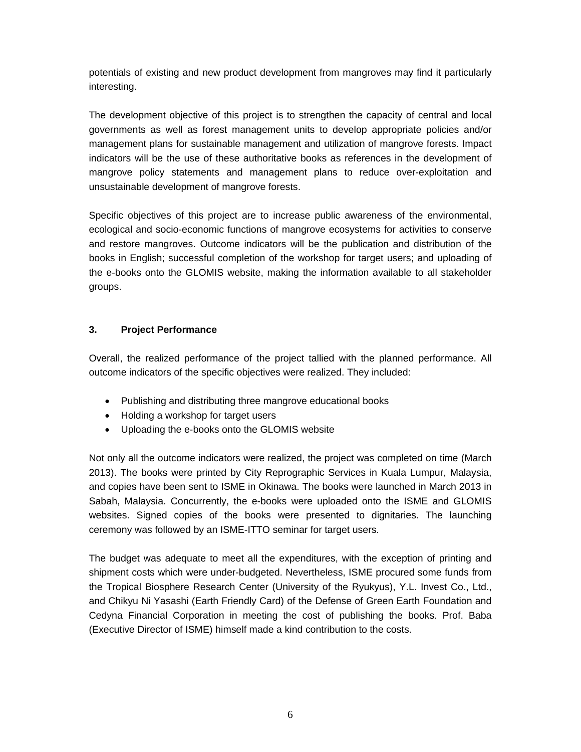potentials of existing and new product development from mangroves may find it particularly interesting.

The development objective of this project is to strengthen the capacity of central and local governments as well as forest management units to develop appropriate policies and/or management plans for sustainable management and utilization of mangrove forests. Impact indicators will be the use of these authoritative books as references in the development of mangrove policy statements and management plans to reduce over-exploitation and unsustainable development of mangrove forests.

Specific objectives of this project are to increase public awareness of the environmental, ecological and socio-economic functions of mangrove ecosystems for activities to conserve and restore mangroves. Outcome indicators will be the publication and distribution of the books in English; successful completion of the workshop for target users; and uploading of the e-books onto the GLOMIS website, making the information available to all stakeholder groups.

## 3. Project Performance

Overall, the realized performance of the project tallied with the planned performance. All outcome indicators of the specific objectives were realized. They included:

- Publishing and distributing three mangrove educational books
- Holding a workshop for target users
- Uploading the e-books onto the GLOMIS website

Not only all the outcome indicators were realized, the project was completed on time (March 2013). The books were printed by City Reprographic Services in Kuala Lumpur, Malaysia, and copies have been sent to ISME in Okinawa. The books were launched in March 2013 in Sabah, Malaysia. Concurrently, the e-books were uploaded onto the ISME and GLOMIS websites. Signed copies of the books were presented to dignitaries. The launching ceremony was followed by an ISME-ITTO seminar for target users.

The budget was adequate to meet all the expenditures, with the exception of printing and shipment costs which were under-budgeted. Nevertheless, ISME procured some funds from the Tropical Biosphere Research Center (University of the Ryukyus), Y.L. Invest Co., Ltd., and Chikyu Ni Yasashi (Earth Friendly Card) of the Defense of Green Earth Foundation and Cedyna Financial Corporation in meeting the cost of publishing the books. Prof. Baba (Executive Director of ISME) himself made a kind contribution to the costs.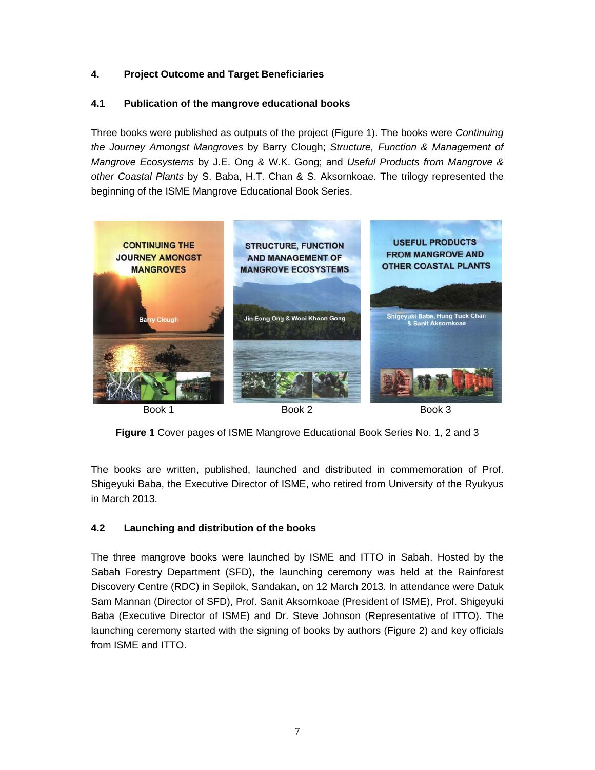## 4. Project Outcome and Target Beneficiaries

### 4.1 Publication of the mangrove educational books

Three books were published as outputs of the project (Figure 1). The books were *Continuing the Journey Amongst Mangroves* by Barry Clough; *Structure, Function & Management of Mangrove Ecosystems* by J.E. Ong & W.K. Gong; and *Useful Products from Mangrove & other Coastal Plants* by S. Baba, H.T. Chan & S. Aksornkoae. The trilogy represented the beginning of the ISME Mangrove Educational Book Series.

Book 1 Book 2 Book 3

**Figure 1** Cover pages of ISME Mangrove Educational Book Series No. 1, 2 and 3

The books are written, published, launched and distributed in commemoration of Prof. Shigeyuki Baba, the Executive Director of ISME, who retired from University of the Ryukyus in March 2013.

### 4.2 Launching and distribution of the books

The three mangrove books were launched by ISME and ITTO in Sabah. Hosted by the Sabah Forestry Department (SFD), the launching ceremony was held at the Rainforest Discovery Centre (RDC) in Sepilok, Sandakan, on 12 March 2013. In attendance were Datuk Sam Mannan (Director of SFD), Prof. Sanit Aksornkoae (President of ISME), Prof. Shigeyuki Baba (Executive Director of ISME) and Dr. Steve Johnson (Representative of ITTO). The launching ceremony started with the signing of books by authors (Figure 2) and key officials from ISME and ITTO.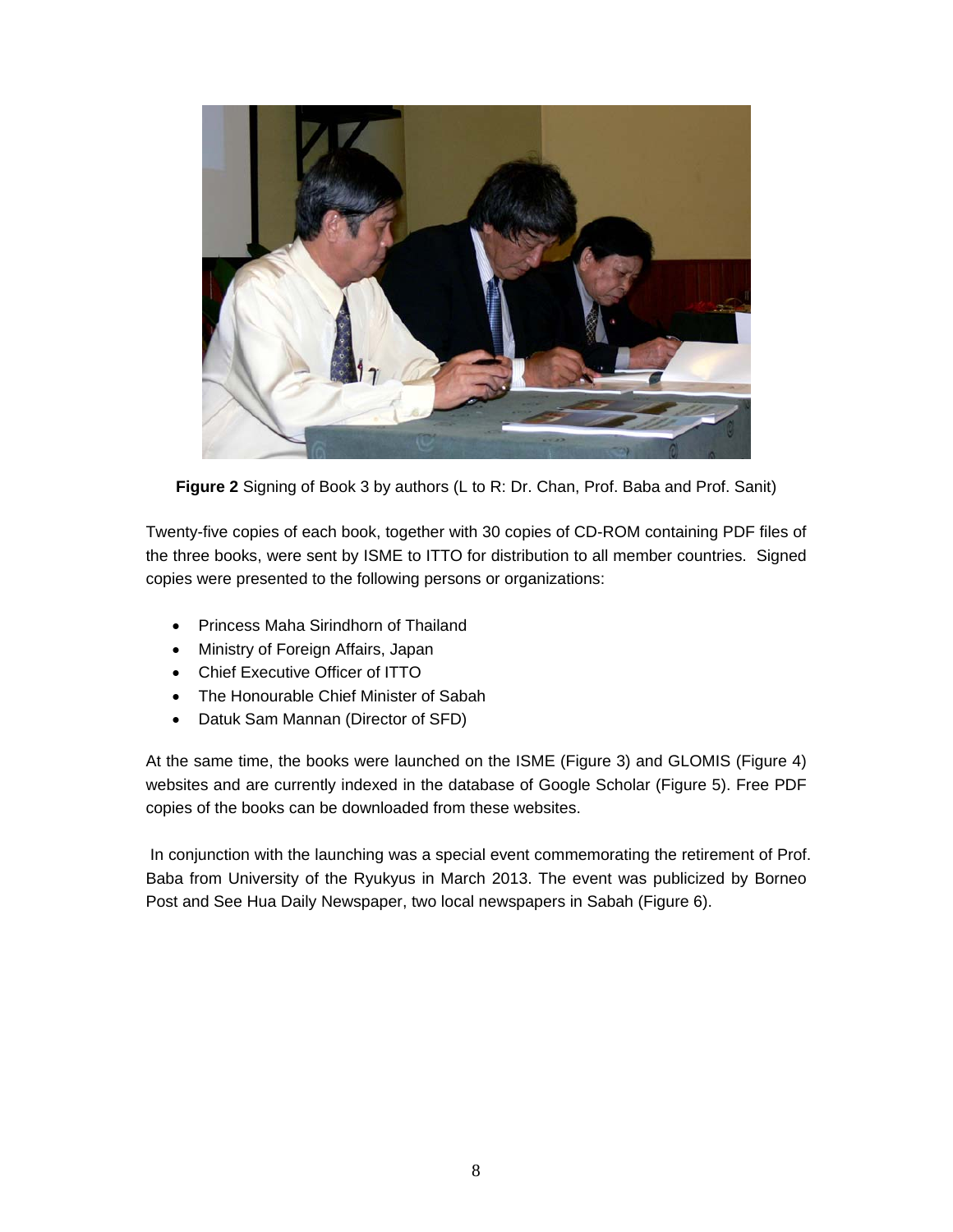**Figure 2** Signing of Book 3 by authors (L to R: Dr. Chan, Prof. Baba and Prof. Sanit)

Twenty-five copies of each book, together with 30 copies of CD-ROM containing PDF files of the three books, were sent by ISME to ITTO for distribution to all member countries. Signed copies were presented to the following persons or organizations:

- Princess Maha Sirindhorn of Thailand
- Ministry of Foreign Affairs, Japan
- Chief Executive Officer of ITTO
- The Honourable Chief Minister of Sabah
- Datuk Sam Mannan (Director of SFD)

At the same time, the books were launched on the ISME (Figure 3) and GLOMIS (Figure 4) websites and are currently indexed in the database of Google Scholar (Figure 5). Free PDF copies of the books can be downloaded from these websites.

In conjunction with the launching was a special event commemorating the retirement of Prof. Baba from University of the Ryukyus in March 2013. The event was publicized by Borneo Post and See Hua Daily Newspaper, two local newspapers in Sabah (Figure 6).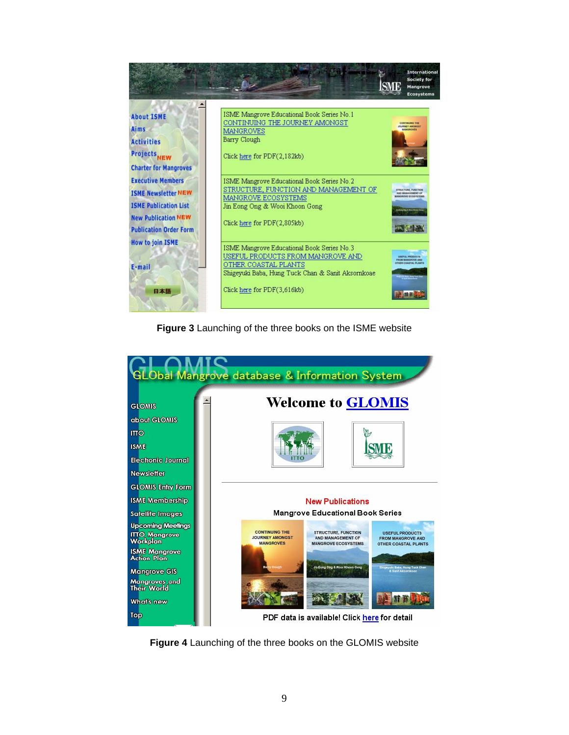**Figure 3** Launching of the three books on the ISME website

**Figure 4** Launching of the three books on the GLOMIS website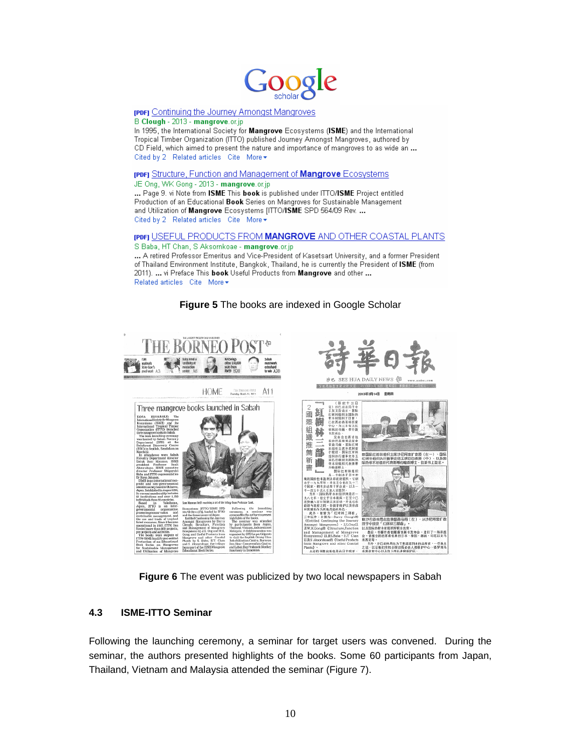**[PDF] Continuing the Journey Amongst Mangroves**
B Clough - 2013 - mangrove.or.jp
In 1995, the International Society for Mangrove Ecosystems (ISME) and the International Tropical Timber Organization (ITTO) published Journey Amongst Mangroves, authored by CD Field, which aimed to present the nature and importance of mangroves to as wide an ...
Cited by 2 Related articles Cite More

**[PDF] Structure, Function and Management of Mangrove Ecosystems**
JE Ong, WK Gong - 2013 - mangrove.or.jp
... Page 9. vi Note from ISME This book is published under ITTO/ISME Project entitled Production of an Educational Book Series on Mangroves for Sustainable Management and Utilization of Mangrove Ecosystems [ITTO/ISME SPD 564/09 Rev. ...
Cited by 2 Related articles Cite More

**[PDF] USEFUL PRODUCTS FROM MANGROVE AND OTHER COASTAL PLANTS**
S Baba, HT Chan, S Aksornkoae - mangrove.or.jp
... A retired Professor Emeritus and Vice-President of Kasetsart University, and a former President of Thailand Environment Institute, Bangkok, Thailand, he is currently the President of ISME (from 2011). ... vi Preface This book Useful Products from Mangrove and other ...
Related articles Cite More

**Figure 5** The books are indexed in Google Scholar

**Figure 6** The event was publicized by two local newspapers in Sabah

### 4.3 ISME-ITTO Seminar

Following the launching ceremony, a seminar for target users was convened. During the seminar, the authors presented highlights of the books. Some 60 participants from Japan, Thailand, Vietnam and Malaysia attended the seminar (Figure 7).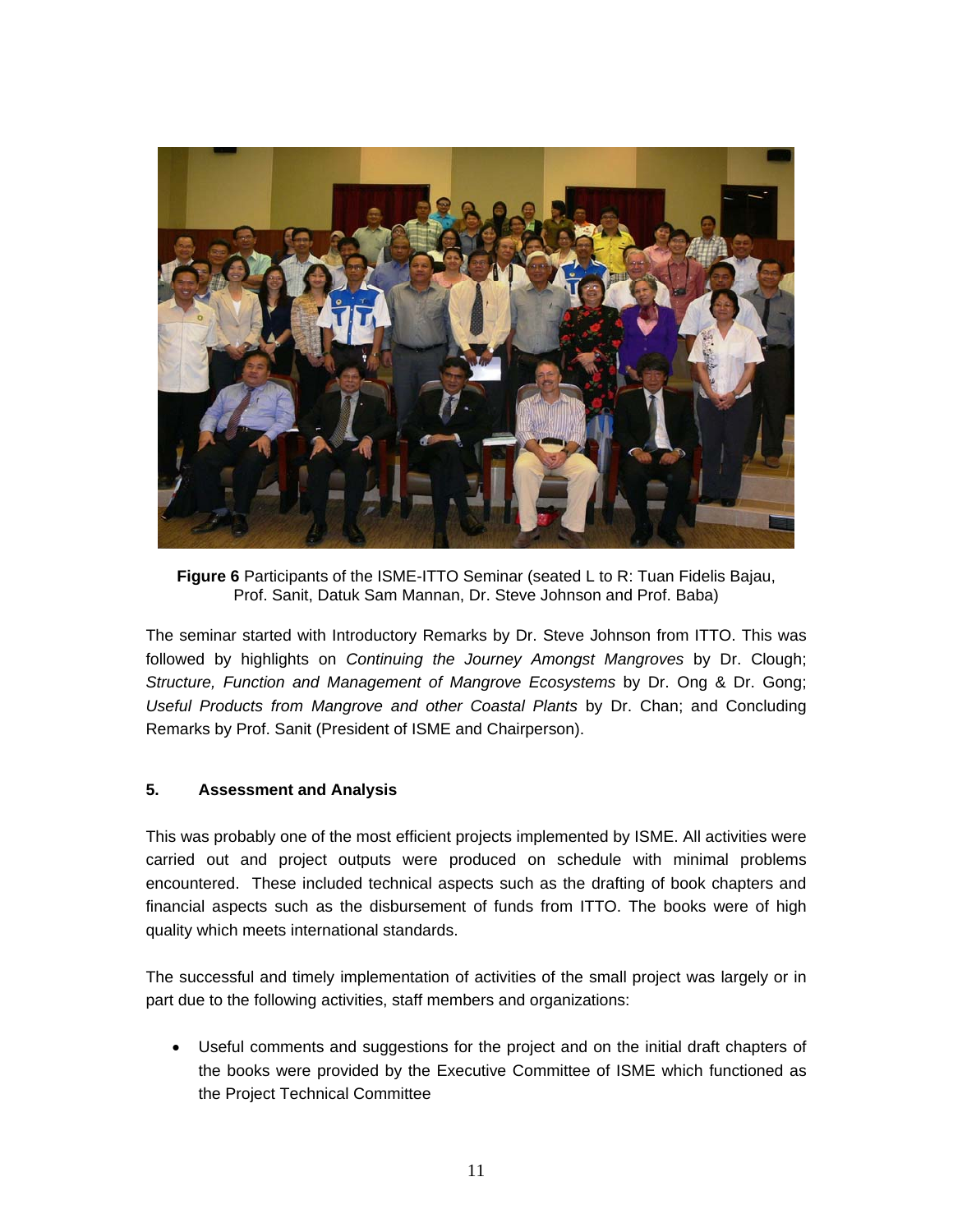**Figure 6** Participants of the ISME-ITTO Seminar (seated L to R: Tuan Fidelis Bajau, Prof. Sanit, Datuk Sam Mannan, Dr. Steve Johnson and Prof. Baba)

The seminar started with Introductory Remarks by Dr. Steve Johnson from ITTO. This was followed by highlights on *Continuing the Journey Amongst Mangroves* by Dr. Clough; *Structure, Function and Management of Mangrove Ecosystems* by Dr. Ong & Dr. Gong; *Useful Products from Mangrove and other Coastal Plants* by Dr. Chan; and Concluding Remarks by Prof. Sanit (President of ISME and Chairperson).

## 5. Assessment and Analysis

This was probably one of the most efficient projects implemented by ISME. All activities were carried out and project outputs were produced on schedule with minimal problems encountered. These included technical aspects such as the drafting of book chapters and financial aspects such as the disbursement of funds from ITTO. The books were of high quality which meets international standards.

The successful and timely implementation of activities of the small project was largely or in part due to the following activities, staff members and organizations:

- Useful comments and suggestions for the project and on the initial draft chapters of the books were provided by the Executive Committee of ISME which functioned as the Project Technical Committee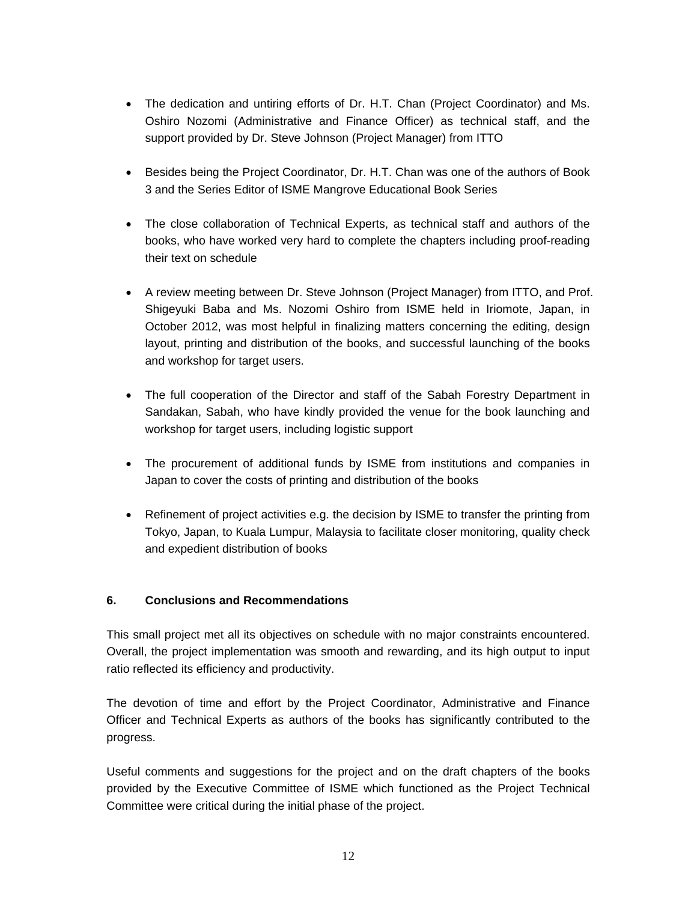- The dedication and untiring efforts of Dr. H.T. Chan (Project Coordinator) and Ms. Oshiro Nozomi (Administrative and Finance Officer) as technical staff, and the support provided by Dr. Steve Johnson (Project Manager) from ITTO

- Besides being the Project Coordinator, Dr. H.T. Chan was one of the authors of Book 3 and the Series Editor of ISME Mangrove Educational Book Series

- The close collaboration of Technical Experts, as technical staff and authors of the books, who have worked very hard to complete the chapters including proof-reading their text on schedule

- A review meeting between Dr. Steve Johnson (Project Manager) from ITTO, and Prof. Shigeyuki Baba and Ms. Nozomi Oshiro from ISME held in Iriomote, Japan, in October 2012, was most helpful in finalizing matters concerning the editing, design layout, printing and distribution of the books, and successful launching of the books and workshop for target users.

- The full cooperation of the Director and staff of the Sabah Forestry Department in Sandakan, Sabah, who have kindly provided the venue for the book launching and workshop for target users, including logistic support

- The procurement of additional funds by ISME from institutions and companies in Japan to cover the costs of printing and distribution of the books

- Refinement of project activities e.g. the decision by ISME to transfer the printing from Tokyo, Japan, to Kuala Lumpur, Malaysia to facilitate closer monitoring, quality check and expedient distribution of books

## 6. Conclusions and Recommendations

This small project met all its objectives on schedule with no major constraints encountered. Overall, the project implementation was smooth and rewarding, and its high output to input ratio reflected its efficiency and productivity.

The devotion of time and effort by the Project Coordinator, Administrative and Finance Officer and Technical Experts as authors of the books has significantly contributed to the progress.

Useful comments and suggestions for the project and on the draft chapters of the books provided by the Executive Committee of ISME which functioned as the Project Technical Committee were critical during the initial phase of the project.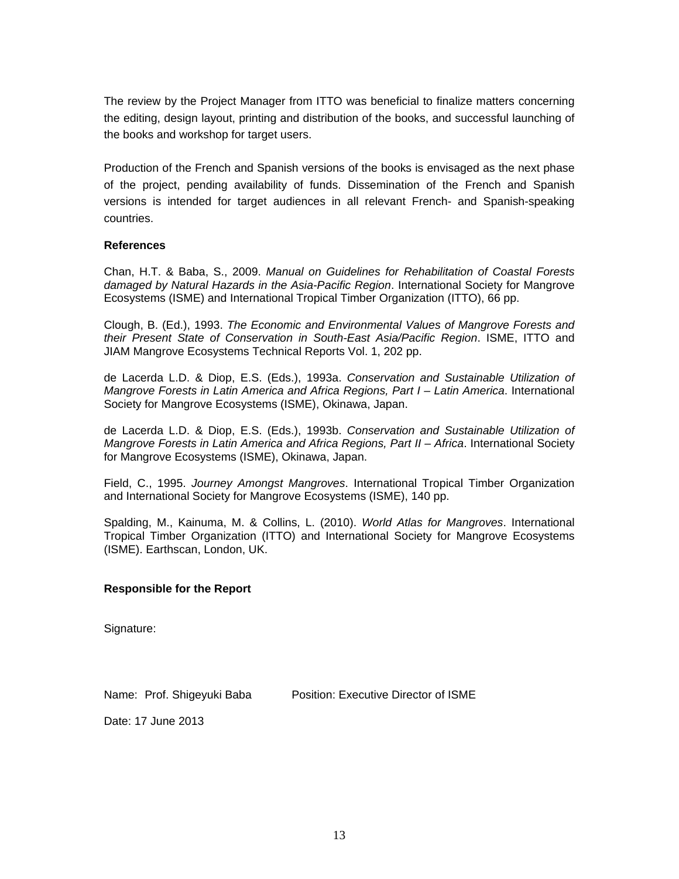The review by the Project Manager from ITTO was beneficial to finalize matters concerning the editing, design layout, printing and distribution of the books, and successful launching of the books and workshop for target users.

Production of the French and Spanish versions of the books is envisaged as the next phase of the project, pending availability of funds. Dissemination of the French and Spanish versions is intended for target audiences in all relevant French- and Spanish-speaking countries.

**References**

Chan, H.T. & Baba, S., 2009. *Manual on Guidelines for Rehabilitation of Coastal Forests damaged by Natural Hazards in the Asia-Pacific Region*. International Society for Mangrove Ecosystems (ISME) and International Tropical Timber Organization (ITTO), 66 pp.

Clough, B. (Ed.), 1993. *The Economic and Environmental Values of Mangrove Forests and their Present State of Conservation in South-East Asia/Pacific Region*. ISME, ITTO and JIAM Mangrove Ecosystems Technical Reports Vol. 1, 202 pp.

de Lacerda L.D. & Diop, E.S. (Eds.), 1993a. *Conservation and Sustainable Utilization of Mangrove Forests in Latin America and Africa Regions, Part I – Latin America*. International Society for Mangrove Ecosystems (ISME), Okinawa, Japan.

de Lacerda L.D. & Diop, E.S. (Eds.), 1993b. *Conservation and Sustainable Utilization of Mangrove Forests in Latin America and Africa Regions, Part II – Africa*. International Society for Mangrove Ecosystems (ISME), Okinawa, Japan.

Field, C., 1995. *Journey Amongst Mangroves*. International Tropical Timber Organization and International Society for Mangrove Ecosystems (ISME), 140 pp.

Spalding, M., Kainuma, M. & Collins, L. (2010). *World Atlas for Mangroves*. International Tropical Timber Organization (ITTO) and International Society for Mangrove Ecosystems (ISME). Earthscan, London, UK.

**Responsible for the Report**

Signature:

Name: Prof. Shigeyuki Baba Position: Executive Director of ISME

Date: 17 June 2013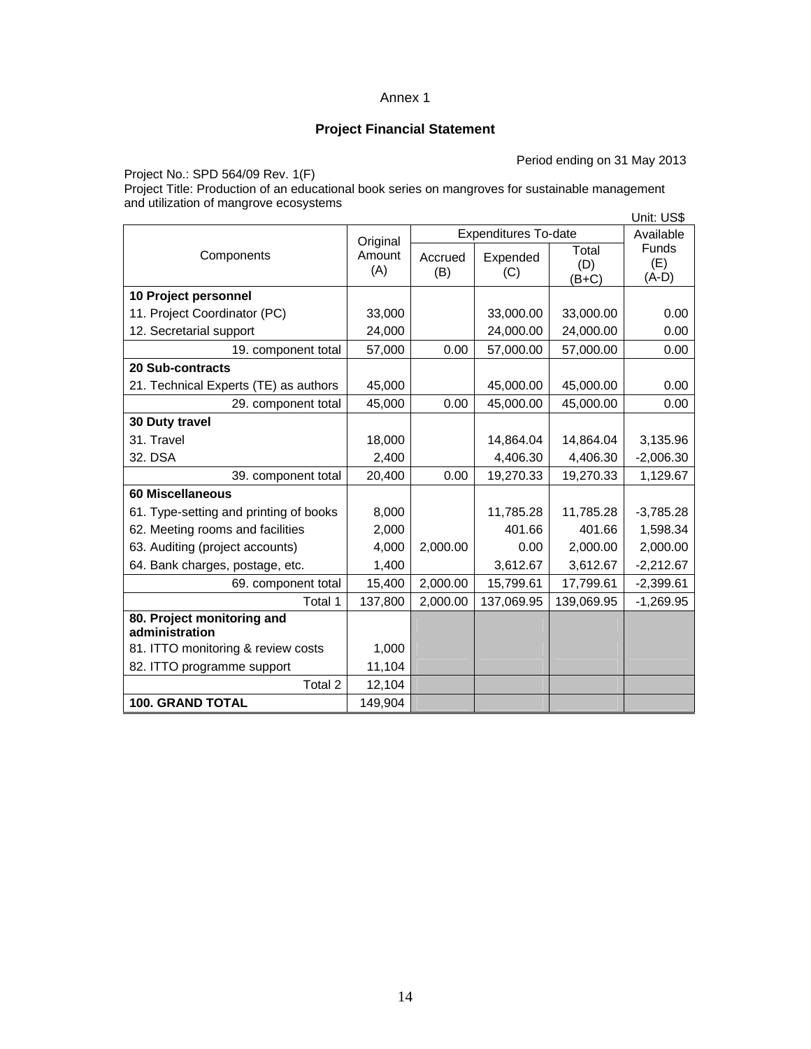Annex 1

**Project Financial Statement**

Period ending on 31 May 2013

Project No.: SPD 564/09 Rev. 1(F)
Project Title: Production of an educational book series on mangroves for sustainable management and utilization of mangrove ecosystems

Unit: US$

| Components | Original Amount (A) | Expenditures To-date | | | Available Funds (E) (A-D) |
|---|---|---|---|---|---|
| | | Accrued (B) | Expended (C) | Total (D) (B+C) | |
| **10 Project personnel** | | | | | |
| 11. Project Coordinator (PC) | 33,000 | | 33,000.00 | 33,000.00 | 0.00 |
| 12. Secretarial support | 24,000 | | 24,000.00 | 24,000.00 | 0.00 |
| 19. component total | 57,000 | 0.00 | 57,000.00 | 57,000.00 | 0.00 |
| **20 Sub-contracts** | | | | | |
| 21. Technical Experts (TE) as authors | 45,000 | | 45,000.00 | 45,000.00 | 0.00 |
| 29. component total | 45,000 | 0.00 | 45,000.00 | 45,000.00 | 0.00 |
| **30 Duty travel** | | | | | |
| 31. Travel | 18,000 | | 14,864.04 | 14,864.04 | 3,135.96 |
| 32. DSA | 2,400 | | 4,406.30 | 4,406.30 | -2,006.30 |
| 39. component total | 20,400 | 0.00 | 19,270.33 | 19,270.33 | 1,129.67 |
| **60 Miscellaneous** | | | | | |
| 61. Type-setting and printing of books | 8,000 | | 11,785.28 | 11,785.28 | -3,785.28 |
| 62. Meeting rooms and facilities | 2,000 | | 401.66 | 401.66 | 1,598.34 |
| 63. Auditing (project accounts) | 4,000 | 2,000.00 | 0.00 | 2,000.00 | 2,000.00 |
| 64. Bank charges, postage, etc. | 1,400 | | 3,612.67 | 3,612.67 | -2,212.67 |
| 69. component total | 15,400 | 2,000.00 | 15,799.61 | 17,799.61 | -2,399.61 |
| Total 1 | 137,800 | 2,000.00 | 137,069.95 | 139,069.95 | -1,269.95 |
| **80. Project monitoring and administration** | | | | | |
| 81. ITTO monitoring & review costs | 1,000 | | | | |
| 82. ITTO programme support | 11,104 | | | | |
| Total 2 | 12,104 | | | | |
| **100. GRAND TOTAL** | 149,904 | | | | |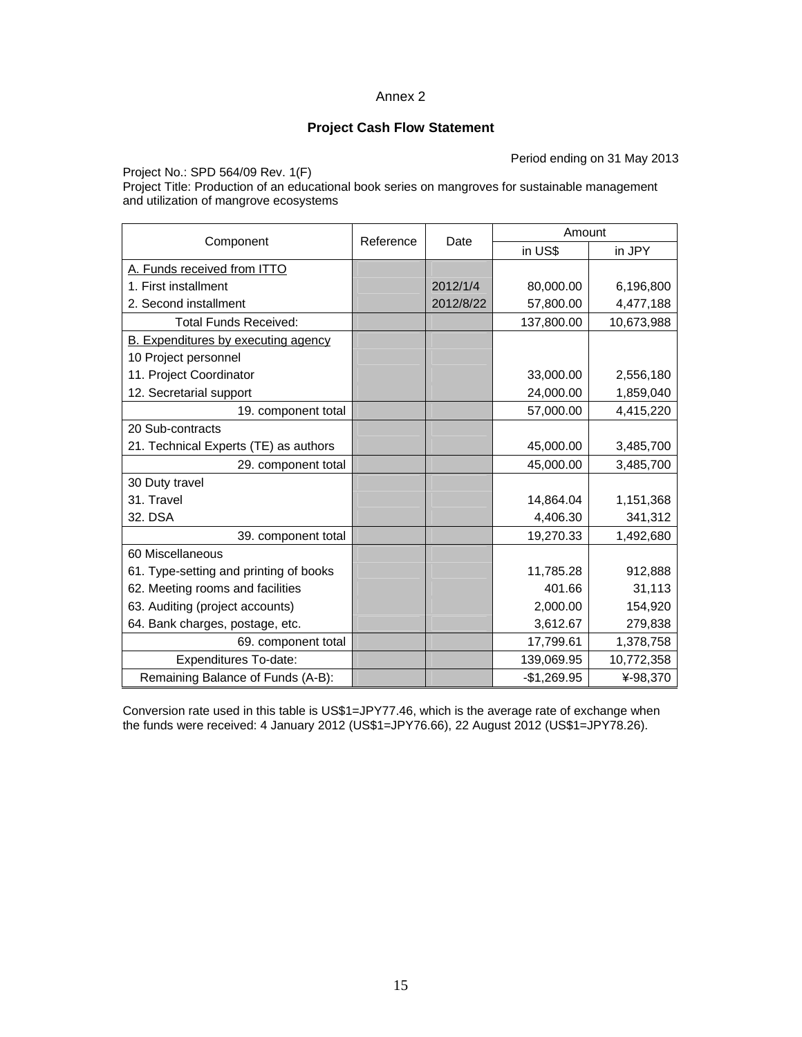Annex 2

## Project Cash Flow Statement

Period ending on 31 May 2013

Project No.: SPD 564/09 Rev. 1(F)
Project Title: Production of an educational book series on mangroves for sustainable management and utilization of mangrove ecosystems

| Component | Reference | Date | Amount | |
|---|---|---|---|---|
| | | | in US$ | in JPY |
| A. Funds received from ITTO | | | | |
| 1. First installment | | 2012/1/4 | 80,000.00 | 6,196,800 |
| 2. Second installment | | 2012/8/22 | 57,800.00 | 4,477,188 |
| Total Funds Received: | | | 137,800.00 | 10,673,988 |
| B. Expenditures by executing agency | | | | |
| 10 Project personnel | | | | |
| 11. Project Coordinator | | | 33,000.00 | 2,556,180 |
| 12. Secretarial support | | | 24,000.00 | 1,859,040 |
| 19. component total | | | 57,000.00 | 4,415,220 |
| 20 Sub-contracts | | | | |
| 21. Technical Experts (TE) as authors | | | 45,000.00 | 3,485,700 |
| 29. component total | | | 45,000.00 | 3,485,700 |
| 30 Duty travel | | | | |
| 31. Travel | | | 14,864.04 | 1,151,368 |
| 32. DSA | | | 4,406.30 | 341,312 |
| 39. component total | | | 19,270.33 | 1,492,680 |
| 60 Miscellaneous | | | | |
| 61. Type-setting and printing of books | | | 11,785.28 | 912,888 |
| 62. Meeting rooms and facilities | | | 401.66 | 31,113 |
| 63. Auditing (project accounts) | | | 2,000.00 | 154,920 |
| 64. Bank charges, postage, etc. | | | 3,612.67 | 279,838 |
| 69. component total | | | 17,799.61 | 1,378,758 |
| Expenditures To-date: | | | 139,069.95 | 10,772,358 |
| Remaining Balance of Funds (A-B): | | | -$1,269.95 | ¥-98,370 |

Conversion rate used in this table is US$1=JPY77.46, which is the average rate of exchange when the funds were received: 4 January 2012 (US$1=JPY76.66), 22 August 2012 (US$1=JPY78.26).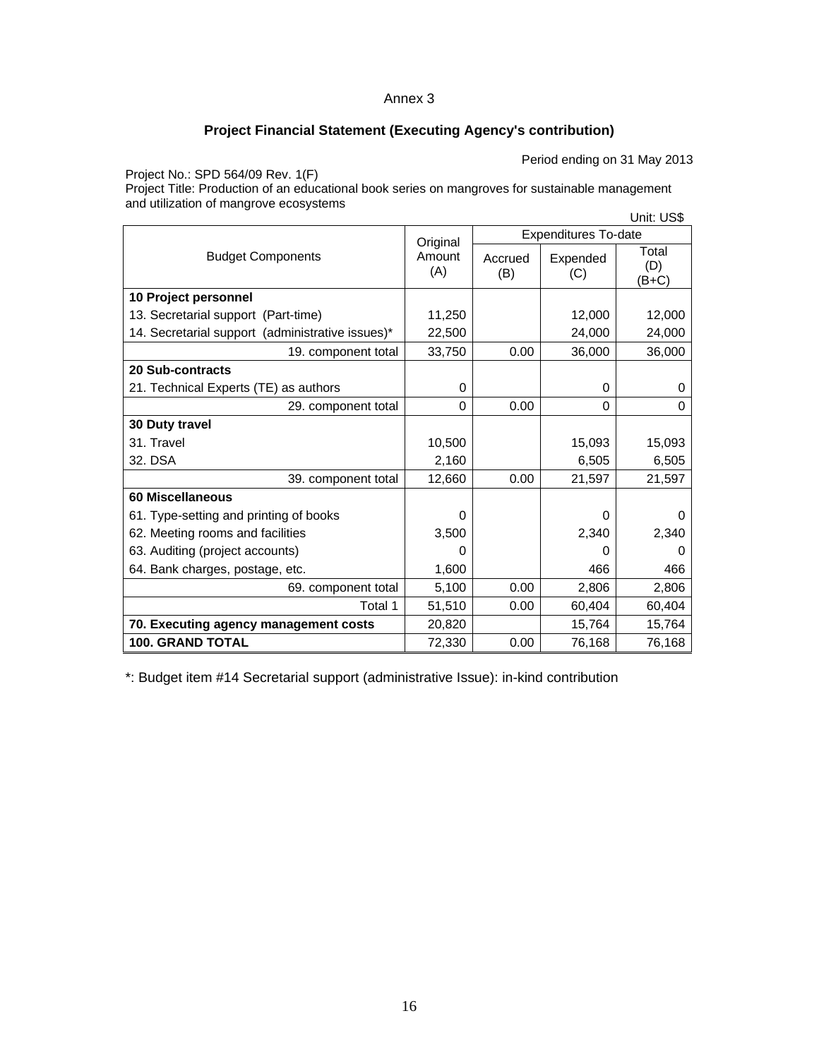Annex 3

## Project Financial Statement (Executing Agency's contribution)

Period ending on 31 May 2013

Project No.: SPD 564/09 Rev. 1(F)
Project Title: Production of an educational book series on mangroves for sustainable management and utilization of mangrove ecosystems

Unit: US$

| Budget Components | Original Amount (A) | Expenditures To-date | | |
|---|---|---|---|---|
| | | Accrued (B) | Expended (C) | Total (D) (B+C) |
| **10 Project personnel** | | | | |
| 13. Secretarial support (Part-time) | 11,250 | | 12,000 | 12,000 |
| 14. Secretarial support (administrative issues)* | 22,500 | | 24,000 | 24,000 |
| 19. component total | 33,750 | 0.00 | 36,000 | 36,000 |
| **20 Sub-contracts** | | | | |
| 21. Technical Experts (TE) as authors | 0 | | 0 | 0 |
| 29. component total | 0 | 0.00 | 0 | 0 |
| **30 Duty travel** | | | | |
| 31. Travel | 10,500 | | 15,093 | 15,093 |
| 32. DSA | 2,160 | | 6,505 | 6,505 |
| 39. component total | 12,660 | 0.00 | 21,597 | 21,597 |
| **60 Miscellaneous** | | | | |
| 61. Type-setting and printing of books | 0 | | 0 | 0 |
| 62. Meeting rooms and facilities | 3,500 | | 2,340 | 2,340 |
| 63. Auditing (project accounts) | 0 | | 0 | 0 |
| 64. Bank charges, postage, etc. | 1,600 | | 466 | 466 |
| 69. component total | 5,100 | 0.00 | 2,806 | 2,806 |
| Total 1 | 51,510 | 0.00 | 60,404 | 60,404 |
| **70. Executing agency management costs** | 20,820 | | 15,764 | 15,764 |
| **100. GRAND TOTAL** | 72,330 | 0.00 | 76,168 | 76,168 |

*: Budget item #14 Secretarial support (administrative Issue): in-kind contribution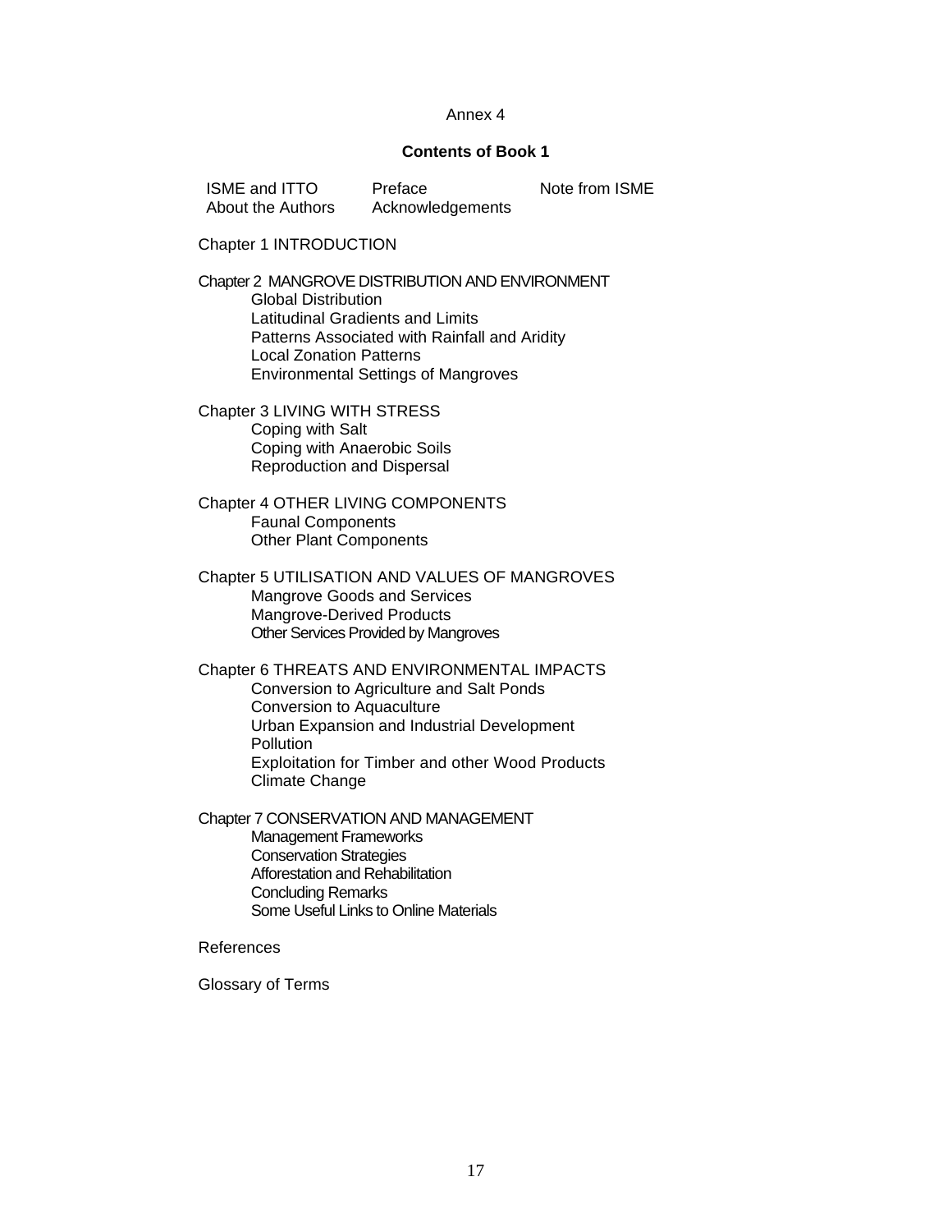Annex 4

## Contents of Book 1

ISME and ITTO
About the Authors
Preface
Acknowledgements
Note from ISME

Chapter 1 INTRODUCTION

Chapter 2 MANGROVE DISTRIBUTION AND ENVIRONMENT
- Global Distribution
- Latitudinal Gradients and Limits
- Patterns Associated with Rainfall and Aridity
- Local Zonation Patterns
- Environmental Settings of Mangroves

Chapter 3 LIVING WITH STRESS
- Coping with Salt
- Coping with Anaerobic Soils
- Reproduction and Dispersal

Chapter 4 OTHER LIVING COMPONENTS
- Faunal Components
- Other Plant Components

Chapter 5 UTILISATION AND VALUES OF MANGROVES
- Mangrove Goods and Services
- Mangrove-Derived Products
- Other Services Provided by Mangroves

Chapter 6 THREATS AND ENVIRONMENTAL IMPACTS
- Conversion to Agriculture and Salt Ponds
- Conversion to Aquaculture
- Urban Expansion and Industrial Development
- Pollution
- Exploitation for Timber and other Wood Products
- Climate Change

Chapter 7 CONSERVATION AND MANAGEMENT
- Management Frameworks
- Conservation Strategies
- Afforestation and Rehabilitation
- Concluding Remarks
- Some Useful Links to Online Materials

References

Glossary of Terms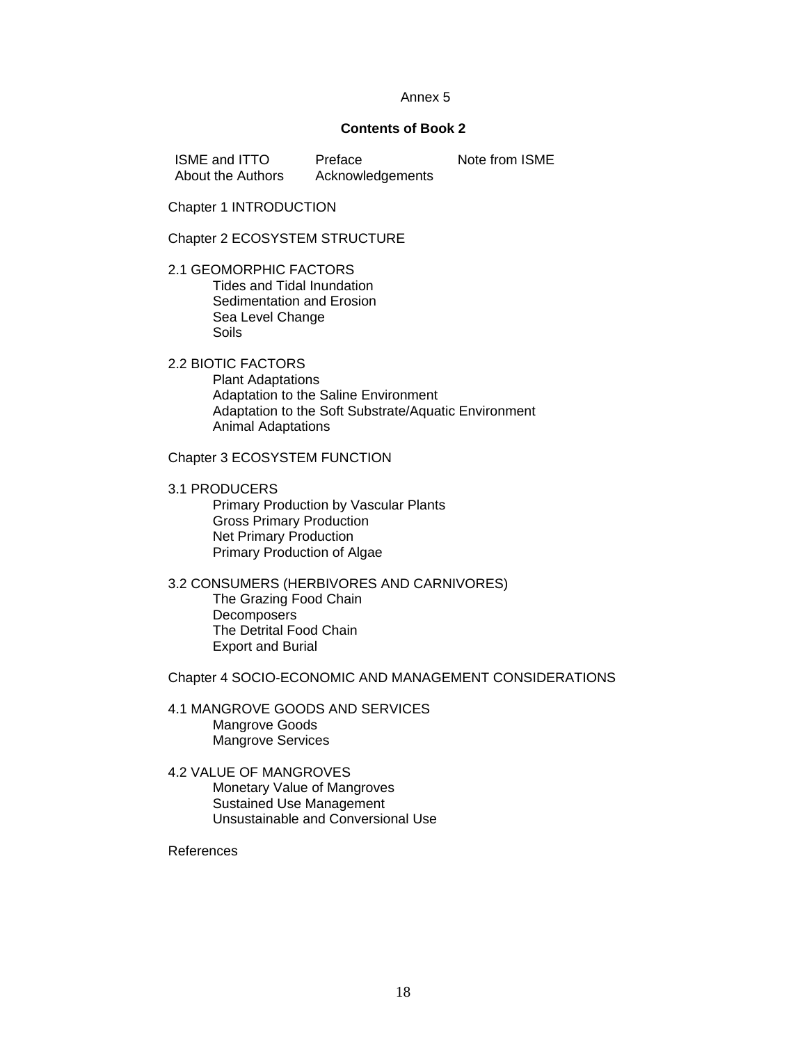Annex 5

**Contents of Book 2**

| | | |
|---|---|---|
| ISME and ITTO | Preface | Note from ISME |
| About the Authors | Acknowledgements | |

Chapter 1 INTRODUCTION

Chapter 2 ECOSYSTEM STRUCTURE

2.1 GEOMORPHIC FACTORS
- Tides and Tidal Inundation
- Sedimentation and Erosion
- Sea Level Change
- Soils

2.2 BIOTIC FACTORS
- Plant Adaptations
- Adaptation to the Saline Environment
- Adaptation to the Soft Substrate/Aquatic Environment
- Animal Adaptations

Chapter 3 ECOSYSTEM FUNCTION

3.1 PRODUCERS
- Primary Production by Vascular Plants
- Gross Primary Production
- Net Primary Production
- Primary Production of Algae

3.2 CONSUMERS (HERBIVORES AND CARNIVORES)
- The Grazing Food Chain
- Decomposers
- The Detrital Food Chain
- Export and Burial

Chapter 4 SOCIO-ECONOMIC AND MANAGEMENT CONSIDERATIONS

4.1 MANGROVE GOODS AND SERVICES
- Mangrove Goods
- Mangrove Services

4.2 VALUE OF MANGROVES
- Monetary Value of Mangroves
- Sustained Use Management
- Unsustainable and Conversional Use

References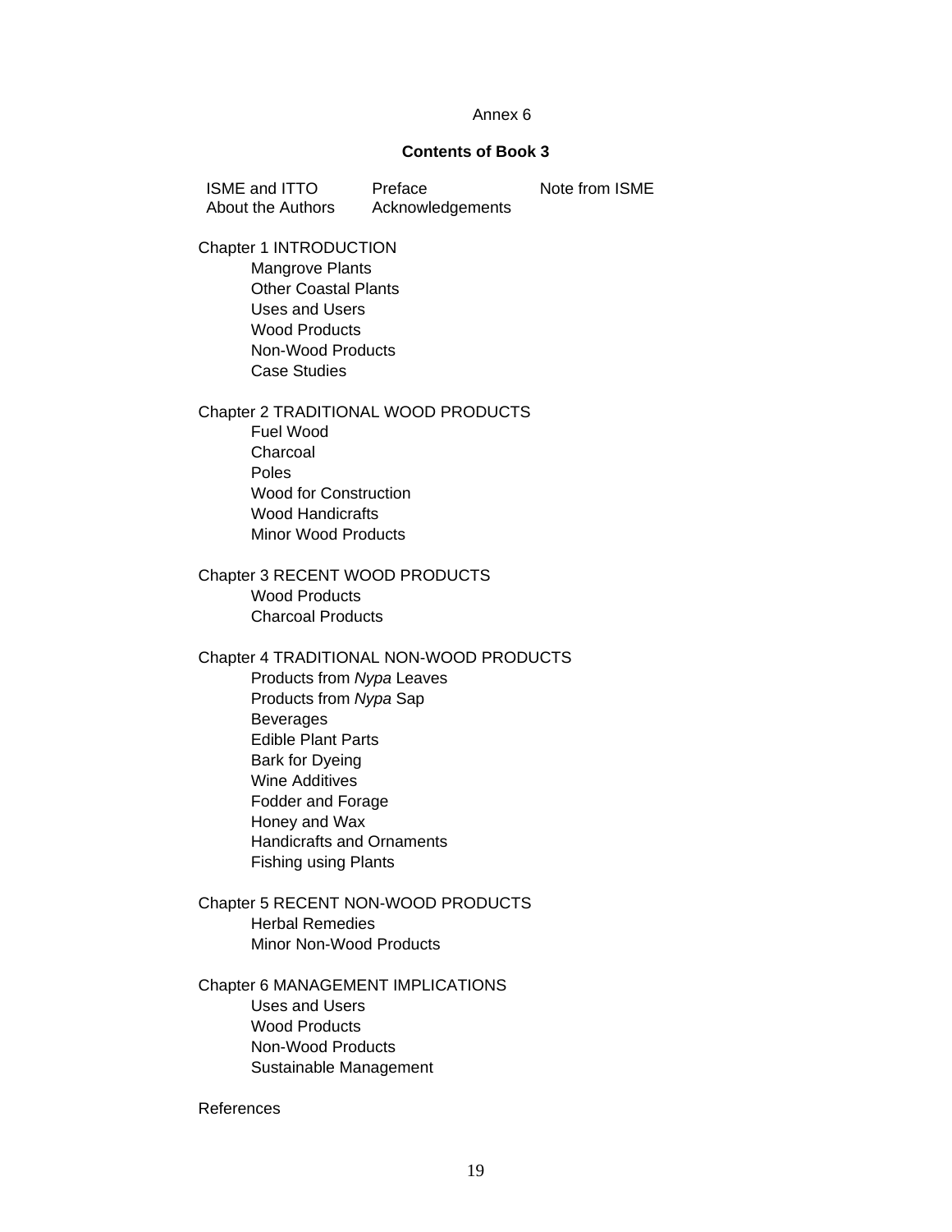Annex 6

## Contents of Book 3

| | | |
|---|---|---|
| ISME and ITTO | Preface | Note from ISME |
| About the Authors | Acknowledgements | |

Chapter 1 INTRODUCTION
- Mangrove Plants
- Other Coastal Plants
- Uses and Users
- Wood Products
- Non-Wood Products
- Case Studies

Chapter 2 TRADITIONAL WOOD PRODUCTS
- Fuel Wood
- Charcoal
- Poles
- Wood for Construction
- Wood Handicrafts
- Minor Wood Products

Chapter 3 RECENT WOOD PRODUCTS
- Wood Products
- Charcoal Products

Chapter 4 TRADITIONAL NON-WOOD PRODUCTS
- Products from *Nypa* Leaves
- Products from *Nypa* Sap
- Beverages
- Edible Plant Parts
- Bark for Dyeing
- Wine Additives
- Fodder and Forage
- Honey and Wax
- Handicrafts and Ornaments
- Fishing using Plants

Chapter 5 RECENT NON-WOOD PRODUCTS
- Herbal Remedies
- Minor Non-Wood Products

Chapter 6 MANAGEMENT IMPLICATIONS
- Uses and Users
- Wood Products
- Non-Wood Products
- Sustainable Management

References